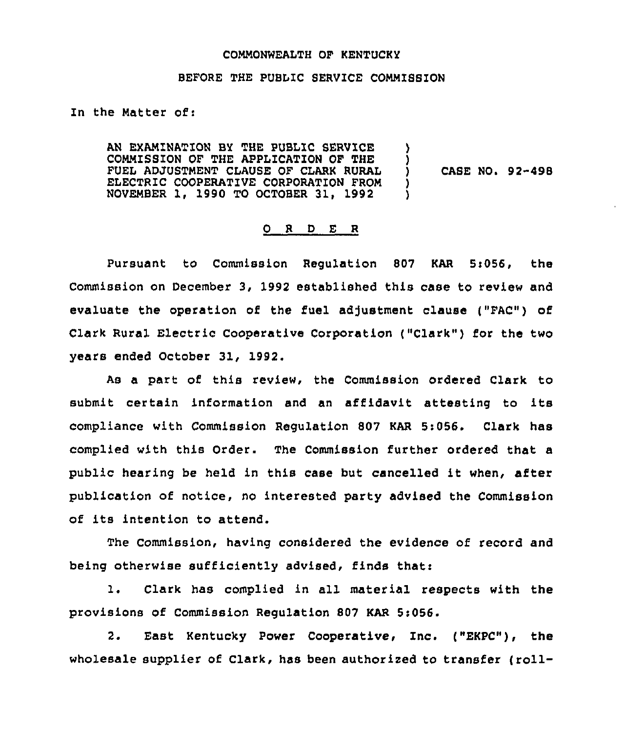COMMONWEALTH OF KENTUCKY

BEFORE THE PUBLIC SERVICE COMMISSION

In the Matter of:

| | | |
|---|---|---|
| AN EXAMINATION BY THE PUBLIC SERVICE COMMISSION OF THE APPLICATION OF THE FUEL ADJUSTMENT CLAUSE OF CLARK RURAL ELECTRIC COOPERATIVE CORPORATION FROM NOVEMBER 1, 1990 TO OCTOBER 31, 1992 | ) ) ) ) ) | CASE NO. 92-498 |

## O R D E R

Pursuant to Commission Regulation 807 KAR 5:056, the Commission on December 3, 1992 established this case to review and evaluate the operation of the fuel adjustment clause ("FAC") of Clark Rural Electric Cooperative Corporation ("Clark") for the two years ended October 31, 1992.

As a part of this review, the Commission ordered Clark to submit certain information and an affidavit attesting to its compliance with Commission Regulation 807 KAR 5:056. Clark has complied with this Order. The Commission further ordered that a public hearing be held in this case but cancelled it when, after publication of notice, no interested party advised the Commission of its intention to attend.

The Commission, having considered the evidence of record and being otherwise sufficiently advised, finds that:

1. Clark has complied in all material respects with the provisions of Commission Regulation 807 KAR 5:056.

2. East Kentucky Power Cooperative, Inc. ("EKPC"), the wholesale supplier of Clark, has been authorized to transfer (roll-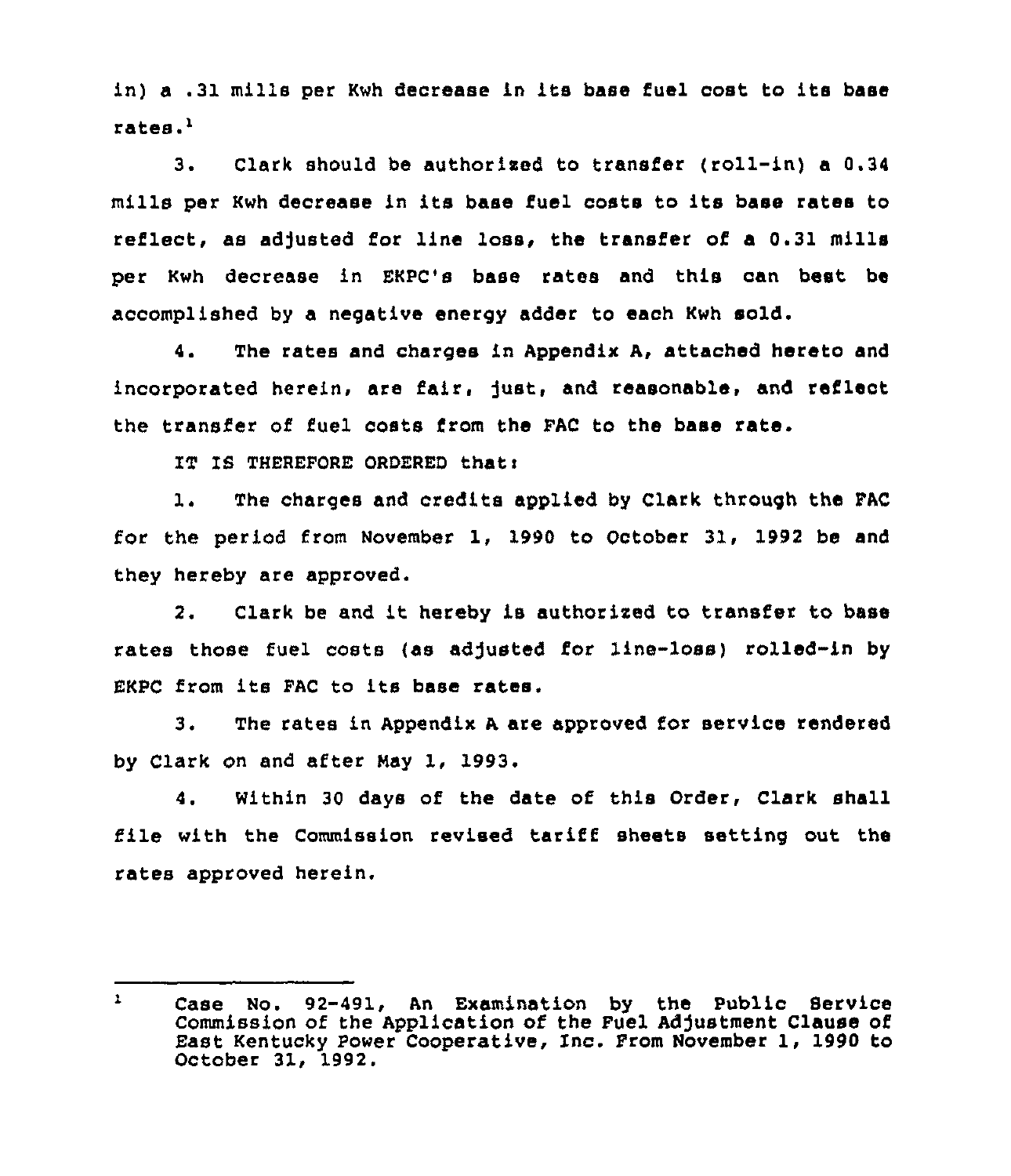in) a .31 mills per Kwh decrease in its base fuel cost to its base rates.[1]

3. Clark should be authorized to transfer (roll-in) a 0.34 mills per Kwh decrease in its base fuel costs to its base rates to reflect, as adjusted for line loss, the transfer of a 0.31 mills per Kwh decrease in EKPC's base rates and this can best be accomplished by a negative energy adder to each Kwh sold.

4. The rates and charges in Appendix A, attached hereto and incorporated herein, are fair, just, and reasonable, and reflect the transfer of fuel costs from the FAC to the base rate.

IT IS THEREFORE ORDERED that:

1. The charges and credits applied by Clark through the FAC for the period from November 1, 1990 to October 31, 1992 be and they hereby are approved.

2. Clark be and it hereby is authorized to transfer to base rates those fuel costs (as adjusted for line-loss) rolled-in by EKPC from its FAC to its base rates.

3. The rates in Appendix A are approved for service rendered by Clark on and after May 1, 1993.

4. Within 30 days of the date of this Order, Clark shall file with the Commission revised tariff sheets setting out the rates approved herein.

---

[1] Case No. 92-491, An Examination by the Public Service Commission of the Application of the Fuel Adjustment Clause of East Kentucky Power Cooperative, Inc. From November 1, 1990 to October 31, 1992.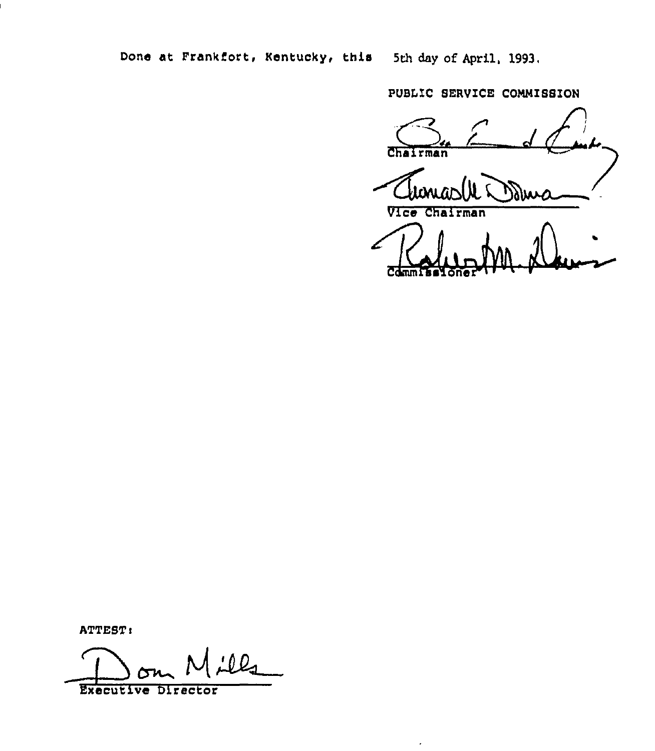Done at Frankfort, Kentucky, this 5th day of April, 1993.

PUBLIC SERVICE COMMISSION

Chairman

Vice Chairman

Commissioner

ATTEST:

Executive Director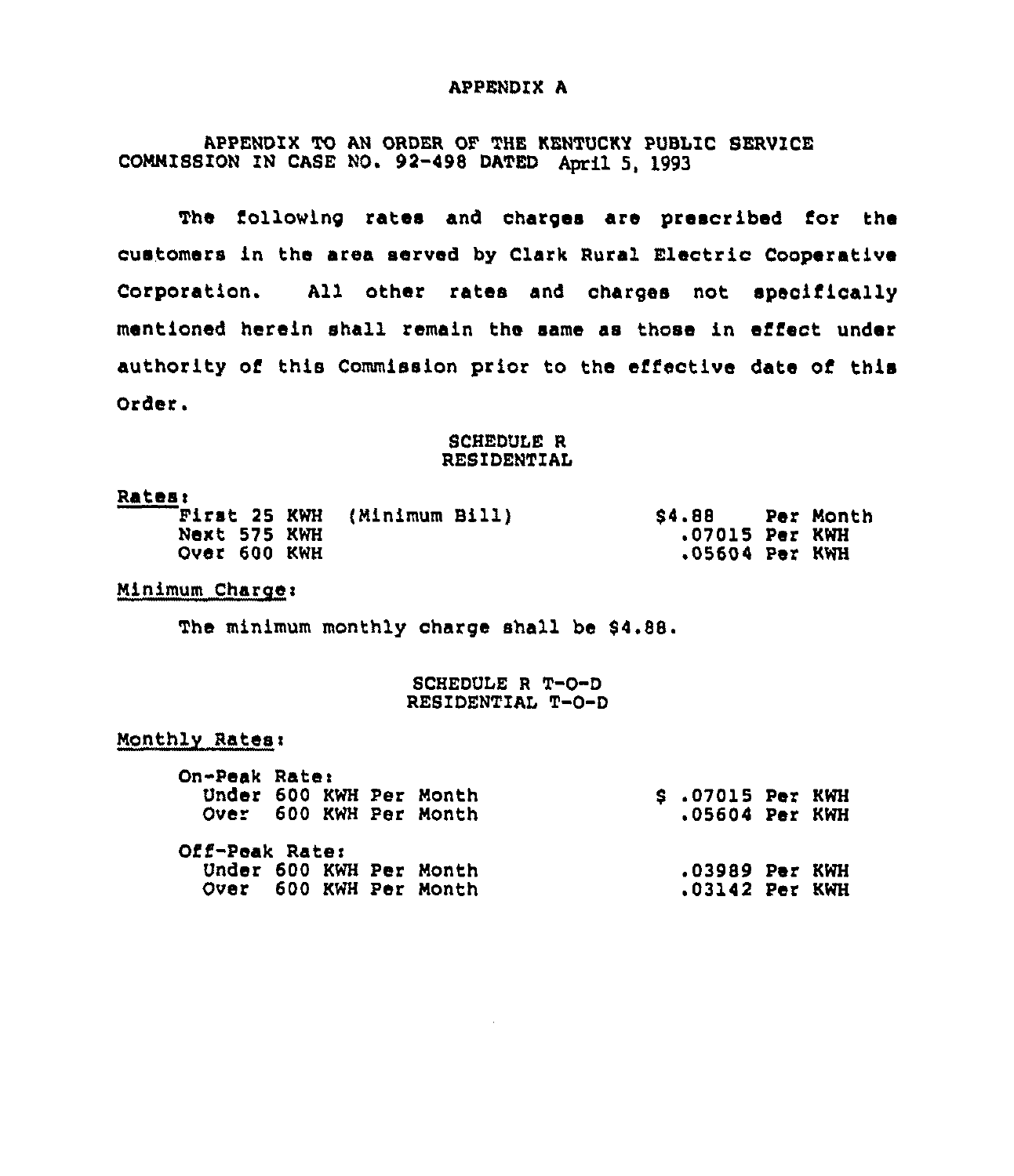# APPENDIX A

APPENDIX TO AN ORDER OF THE KENTUCKY PUBLIC SERVICE COMMISSION IN CASE NO. 92-498 DATED April 5, 1993

The following rates and charges are prescribed for the customers in the area served by Clark Rural Electric Cooperative Corporation. All other rates and charges not specifically mentioned herein shall remain the same as those in effect under authority of this Commission prior to the effective date of this Order.

## SCHEDULE R
## RESIDENTIAL

Rates:

| | |
|---|---|
| First 25 KWH (Minimum Bill) | $4.88 Per Month |
| Next 575 KWH | .07015 Per KWH |
| Over 600 KWH | .05604 Per KWH |

Minimum Charge:

The minimum monthly charge shall be $4.88.

## SCHEDULE R T-O-D
## RESIDENTIAL T-O-D

Monthly Rates:

| | |
|---|---|
| On-Peak Rate: | |
| Under 600 KWH Per Month | $ .07015 Per KWH |
| Over 600 KWH Per Month | .05604 Per KWH |
| Off-Peak Rate: | |
| Under 600 KWH Per Month | .03989 Per KWH |
| Over 600 KWH Per Month | .03142 Per KWH |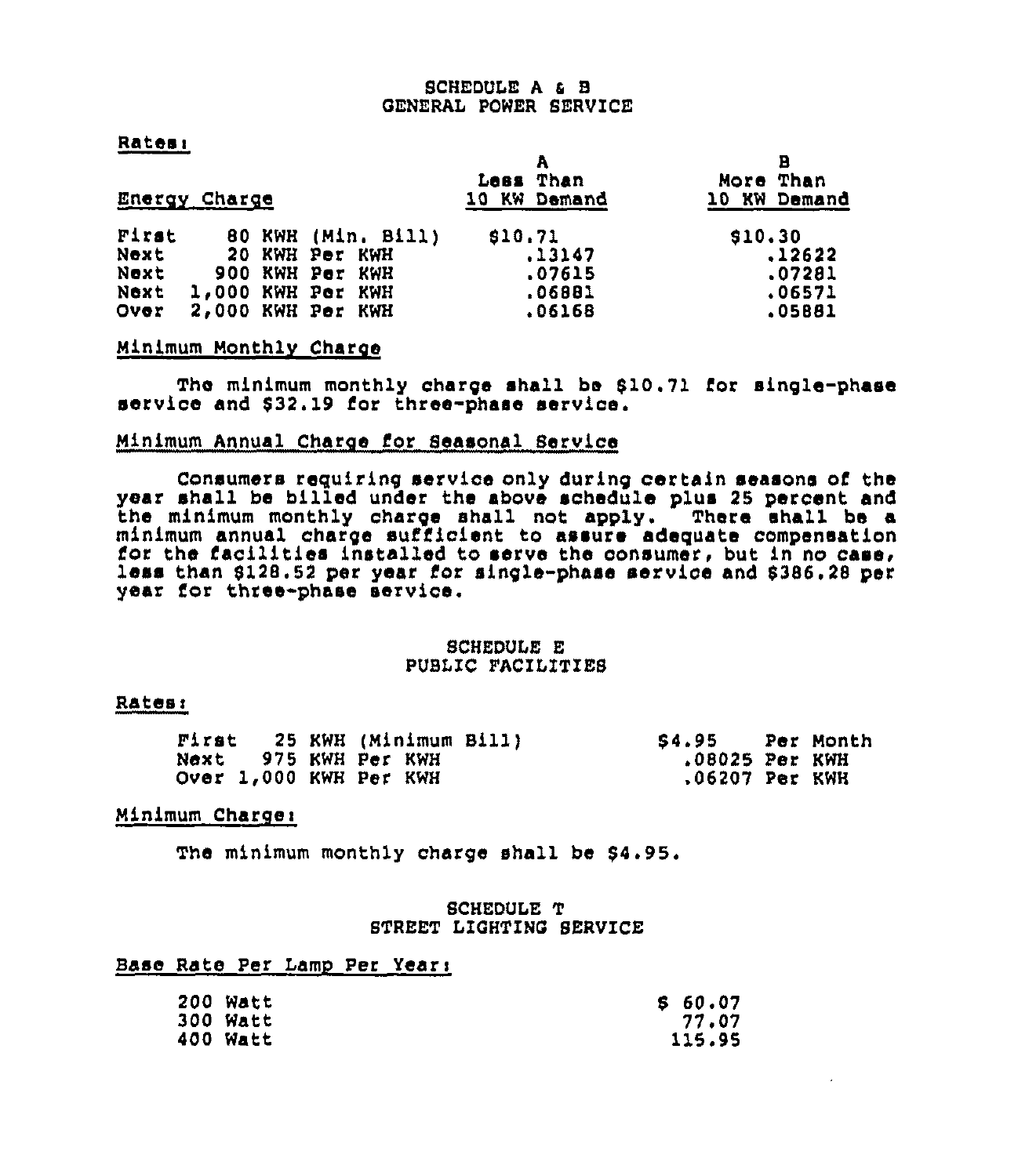## SCHEDULE A & B
## GENERAL POWER SERVICE

Rates:

| Energy Charge | A Less Than 10 KW Demand | B More Than 10 KW Demand |
|---|---|---|
| First 80 KWH (Min. Bill) | $10.71 | $10.30 |
| Next 20 KWH Per KWH | .13147 | .12622 |
| Next 900 KWH Per KWH | .07615 | .07281 |
| Next 1,000 KWH Per KWH | .06881 | .06571 |
| Over 2,000 KWH Per KWH | .06168 | .05881 |

Minimum Monthly Charge

The minimum monthly charge shall be $10.71 for single-phase service and $32.19 for three-phase service.

Minimum Annual Charge for Seasonal Service

Consumers requiring service only during certain seasons of the year shall be billed under the above schedule plus 25 percent and the minimum monthly charge shall not apply. There shall be a minimum annual charge sufficient to assure adequate compensation for the facilities installed to serve the consumer, but in no case, less than $128.52 per year for single-phase service and $386.28 per year for three-phase service.

## SCHEDULE E
## PUBLIC FACILITIES

Rates:

| | |
|---|---|
| First 25 KWH (Minimum Bill) | $4.95 Per Month |
| Next 975 KWH Per KWH | .08025 Per KWH |
| Over 1,000 KWH Per KWH | .06207 Per KWH |

Minimum Charge:

The minimum monthly charge shall be $4.95.

## SCHEDULE T
## STREET LIGHTING SERVICE

Base Rate Per Lamp Per Year:

| | |
|---|---|
| 200 Watt | $ 60.07 |
| 300 Watt | 77.07 |
| 400 Watt | 115.95 |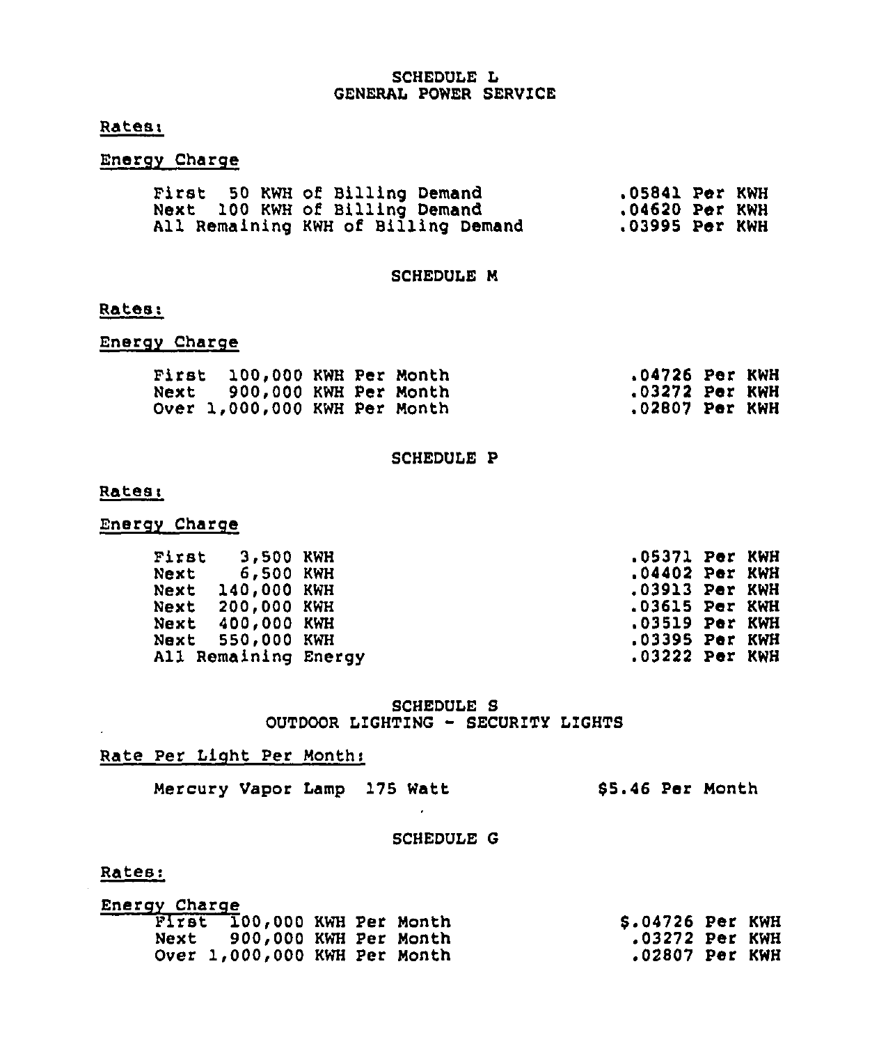# SCHEDULE L
## GENERAL POWER SERVICE

Rates:

Energy Charge

| | |
|---|---|
| First 50 KWH of Billing Demand | .05841 Per KWH |
| Next 100 KWH of Billing Demand | .04620 Per KWH |
| All Remaining KWH of Billing Demand | .03995 Per KWH |

# SCHEDULE M

Rates:

Energy Charge

| | |
|---|---|
| First 100,000 KWH Per Month | .04726 Per KWH |
| Next 900,000 KWH Per Month | .03272 Per KWH |
| Over 1,000,000 KWH Per Month | .02807 Per KWH |

# SCHEDULE P

Rates:

Energy Charge

| | |
|---|---|
| First 3,500 KWH | .05371 Per KWH |
| Next 6,500 KWH | .04402 Per KWH |
| Next 140,000 KWH | .03913 Per KWH |
| Next 200,000 KWH | .03615 Per KWH |
| Next 400,000 KWH | .03519 Per KWH |
| Next 550,000 KWH | .03395 Per KWH |
| All Remaining Energy | .03222 Per KWH |

# SCHEDULE S
## OUTDOOR LIGHTING - SECURITY LIGHTS

Rate Per Light Per Month:

| | |
|---|---|
| Mercury Vapor Lamp 175 Watt | $5.46 Per Month |

# SCHEDULE G

Rates:

Energy Charge

| | |
|---|---|
| First 100,000 KWH Per Month | $.04726 Per KWH |
| Next 900,000 KWH Per Month | .03272 Per KWH |
| Over 1,000,000 KWH Per Month | .02807 Per KWH |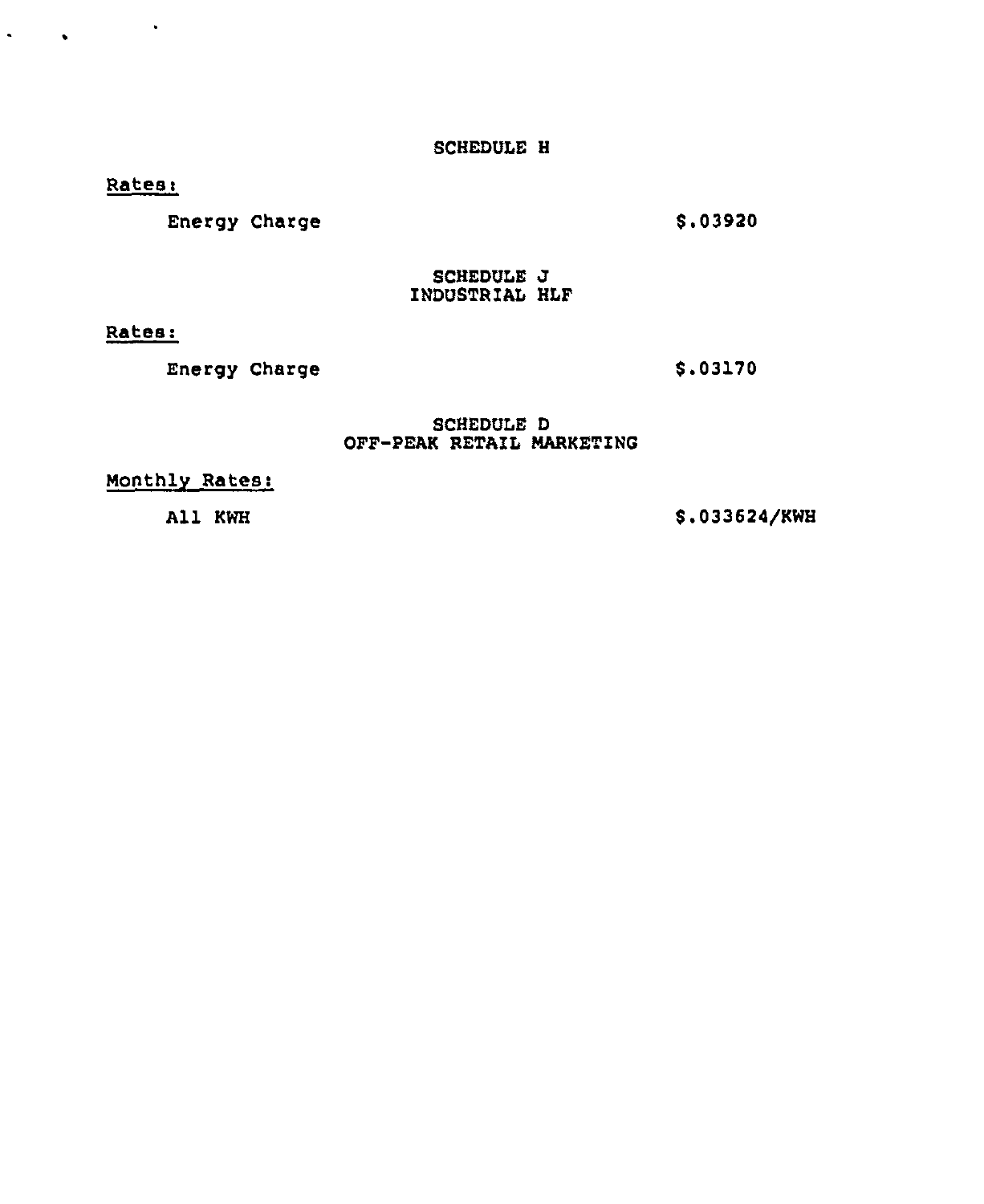## SCHEDULE H

Rates:

| | |
|---|---|
| Energy Charge | $.03920 |

## SCHEDULE J
## INDUSTRIAL HLF

Rates:

| | |
|---|---|
| Energy Charge | $.03170 |

## SCHEDULE D
## OFF-PEAK RETAIL MARKETING

Monthly Rates:

| | |
|---|---|
| All KWH | $.033624/KWH |